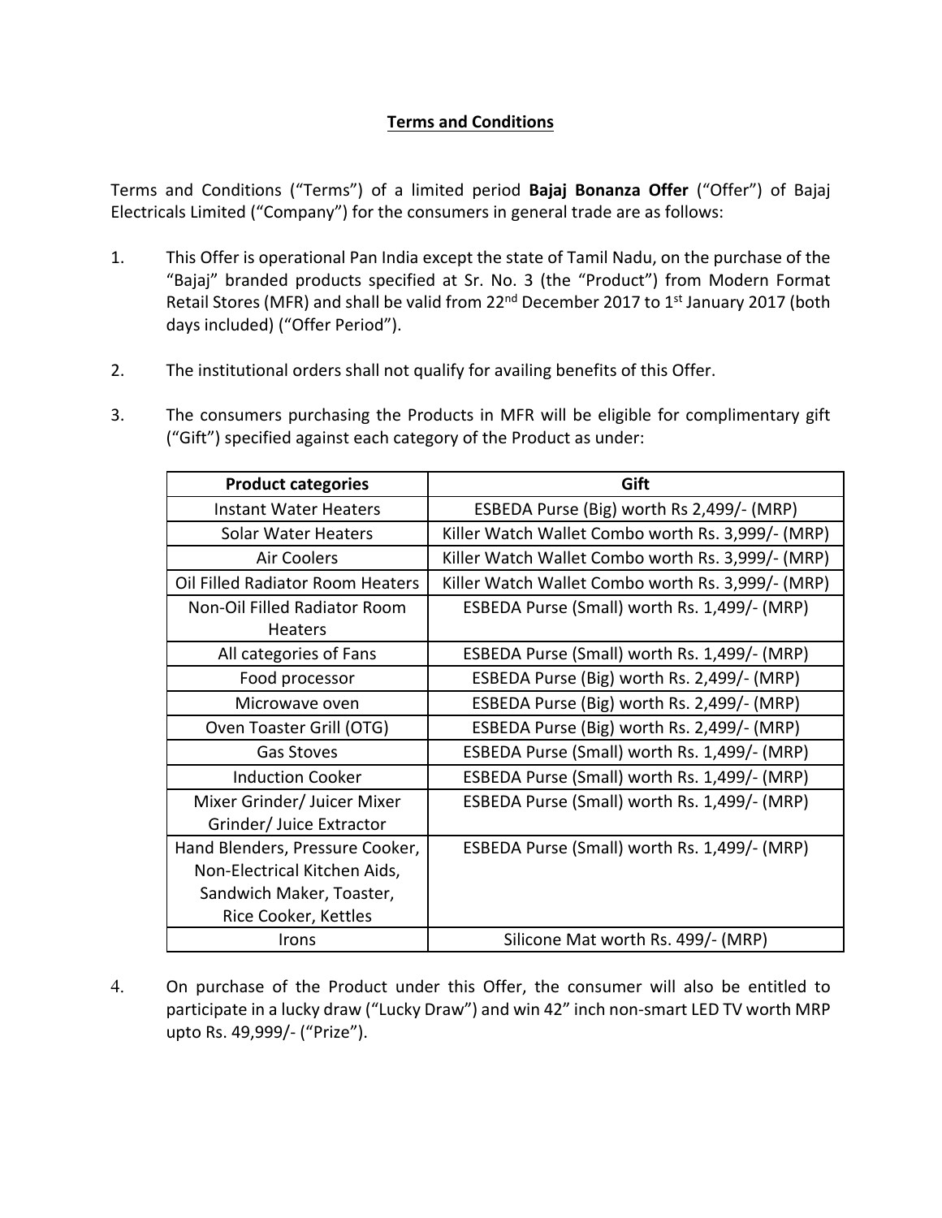# Terms and Conditions

Terms and Conditions ("Terms") of a limited period **Bajaj Bonanza Offer** ("Offer") of Bajaj Electricals Limited ("Company") for the consumers in general trade are as follows:

1. This Offer is operational Pan India except the state of Tamil Nadu, on the purchase of the "Bajaj" branded products specified at Sr. No. 3 (the "Product") from Modern Format Retail Stores (MFR) and shall be valid from 22nd December 2017 to 1st January 2017 (both days included) ("Offer Period").

2. The institutional orders shall not qualify for availing benefits of this Offer.

3. The consumers purchasing the Products in MFR will be eligible for complimentary gift ("Gift") specified against each category of the Product as under:

| Product categories | Gift |
|---|---|
| Instant Water Heaters | ESBEDA Purse (Big) worth Rs 2,499/- (MRP) |
| Solar Water Heaters | Killer Watch Wallet Combo worth Rs. 3,999/- (MRP) |
| Air Coolers | Killer Watch Wallet Combo worth Rs. 3,999/- (MRP) |
| Oil Filled Radiator Room Heaters | Killer Watch Wallet Combo worth Rs. 3,999/- (MRP) |
| Non-Oil Filled Radiator Room Heaters | ESBEDA Purse (Small) worth Rs. 1,499/- (MRP) |
| All categories of Fans | ESBEDA Purse (Small) worth Rs. 1,499/- (MRP) |
| Food processor | ESBEDA Purse (Big) worth Rs. 2,499/- (MRP) |
| Microwave oven | ESBEDA Purse (Big) worth Rs. 2,499/- (MRP) |
| Oven Toaster Grill (OTG) | ESBEDA Purse (Big) worth Rs. 2,499/- (MRP) |
| Gas Stoves | ESBEDA Purse (Small) worth Rs. 1,499/- (MRP) |
| Induction Cooker | ESBEDA Purse (Small) worth Rs. 1,499/- (MRP) |
| Mixer Grinder/ Juicer Mixer Grinder/ Juice Extractor | ESBEDA Purse (Small) worth Rs. 1,499/- (MRP) |
| Hand Blenders, Pressure Cooker, Non-Electrical Kitchen Aids, Sandwich Maker, Toaster, Rice Cooker, Kettles | ESBEDA Purse (Small) worth Rs. 1,499/- (MRP) |
| Irons | Silicone Mat worth Rs. 499/- (MRP) |

4. On purchase of the Product under this Offer, the consumer will also be entitled to participate in a lucky draw ("Lucky Draw") and win 42" inch non-smart LED TV worth MRP upto Rs. 49,999/- ("Prize").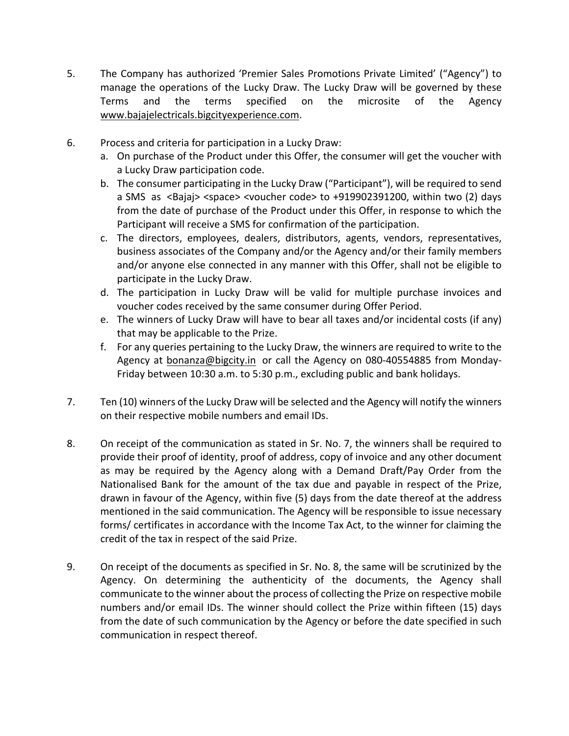5. The Company has authorized 'Premier Sales Promotions Private Limited' ("Agency") to manage the operations of the Lucky Draw. The Lucky Draw will be governed by these Terms and the terms specified on the microsite of the Agency www.bajajelectricals.bigcityexperience.com.

6. Process and criteria for participation in a Lucky Draw:
   a. On purchase of the Product under this Offer, the consumer will get the voucher with a Lucky Draw participation code.
   b. The consumer participating in the Lucky Draw ("Participant"), will be required to send a SMS as <Bajaj> <space> <voucher code> to +919902391200, within two (2) days from the date of purchase of the Product under this Offer, in response to which the Participant will receive a SMS for confirmation of the participation.
   c. The directors, employees, dealers, distributors, agents, vendors, representatives, business associates of the Company and/or the Agency and/or their family members and/or anyone else connected in any manner with this Offer, shall not be eligible to participate in the Lucky Draw.
   d. The participation in Lucky Draw will be valid for multiple purchase invoices and voucher codes received by the same consumer during Offer Period.
   e. The winners of Lucky Draw will have to bear all taxes and/or incidental costs (if any) that may be applicable to the Prize.
   f. For any queries pertaining to the Lucky Draw, the winners are required to write to the Agency at bonanza@bigcity.in or call the Agency on 080-40554885 from Monday-Friday between 10:30 a.m. to 5:30 p.m., excluding public and bank holidays.

7. Ten (10) winners of the Lucky Draw will be selected and the Agency will notify the winners on their respective mobile numbers and email IDs.

8. On receipt of the communication as stated in Sr. No. 7, the winners shall be required to provide their proof of identity, proof of address, copy of invoice and any other document as may be required by the Agency along with a Demand Draft/Pay Order from the Nationalised Bank for the amount of the tax due and payable in respect of the Prize, drawn in favour of the Agency, within five (5) days from the date thereof at the address mentioned in the said communication. The Agency will be responsible to issue necessary forms/ certificates in accordance with the Income Tax Act, to the winner for claiming the credit of the tax in respect of the said Prize.

9. On receipt of the documents as specified in Sr. No. 8, the same will be scrutinized by the Agency. On determining the authenticity of the documents, the Agency shall communicate to the winner about the process of collecting the Prize on respective mobile numbers and/or email IDs. The winner should collect the Prize within fifteen (15) days from the date of such communication by the Agency or before the date specified in such communication in respect thereof.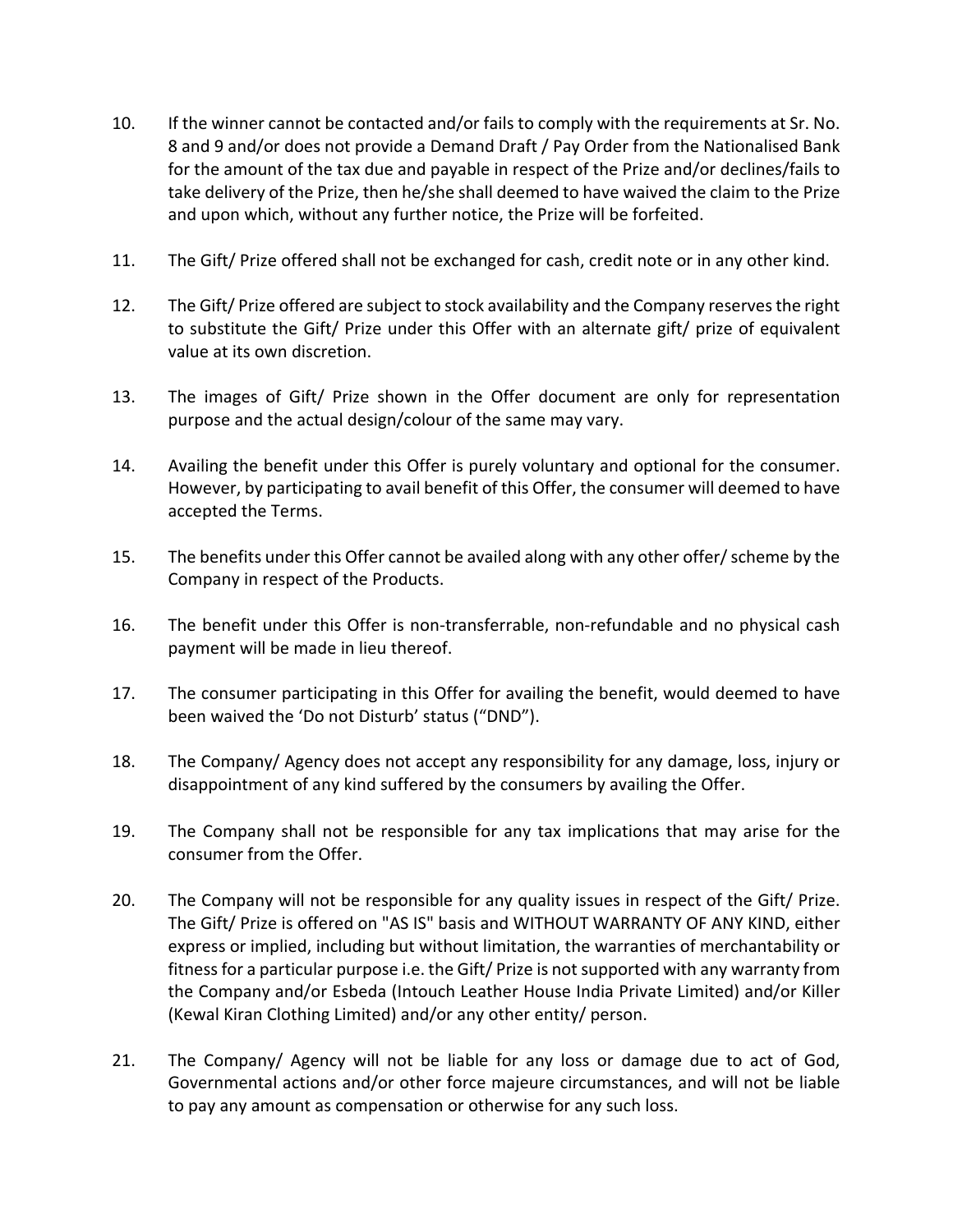10. If the winner cannot be contacted and/or fails to comply with the requirements at Sr. No. 8 and 9 and/or does not provide a Demand Draft / Pay Order from the Nationalised Bank for the amount of the tax due and payable in respect of the Prize and/or declines/fails to take delivery of the Prize, then he/she shall deemed to have waived the claim to the Prize and upon which, without any further notice, the Prize will be forfeited.

11. The Gift/ Prize offered shall not be exchanged for cash, credit note or in any other kind.

12. The Gift/ Prize offered are subject to stock availability and the Company reserves the right to substitute the Gift/ Prize under this Offer with an alternate gift/ prize of equivalent value at its own discretion.

13. The images of Gift/ Prize shown in the Offer document are only for representation purpose and the actual design/colour of the same may vary.

14. Availing the benefit under this Offer is purely voluntary and optional for the consumer. However, by participating to avail benefit of this Offer, the consumer will deemed to have accepted the Terms.

15. The benefits under this Offer cannot be availed along with any other offer/ scheme by the Company in respect of the Products.

16. The benefit under this Offer is non-transferrable, non-refundable and no physical cash payment will be made in lieu thereof.

17. The consumer participating in this Offer for availing the benefit, would deemed to have been waived the 'Do not Disturb' status ("DND").

18. The Company/ Agency does not accept any responsibility for any damage, loss, injury or disappointment of any kind suffered by the consumers by availing the Offer.

19. The Company shall not be responsible for any tax implications that may arise for the consumer from the Offer.

20. The Company will not be responsible for any quality issues in respect of the Gift/ Prize. The Gift/ Prize is offered on "AS IS" basis and WITHOUT WARRANTY OF ANY KIND, either express or implied, including but without limitation, the warranties of merchantability or fitness for a particular purpose i.e. the Gift/ Prize is not supported with any warranty from the Company and/or Esbeda (Intouch Leather House India Private Limited) and/or Killer (Kewal Kiran Clothing Limited) and/or any other entity/ person.

21. The Company/ Agency will not be liable for any loss or damage due to act of God, Governmental actions and/or other force majeure circumstances, and will not be liable to pay any amount as compensation or otherwise for any such loss.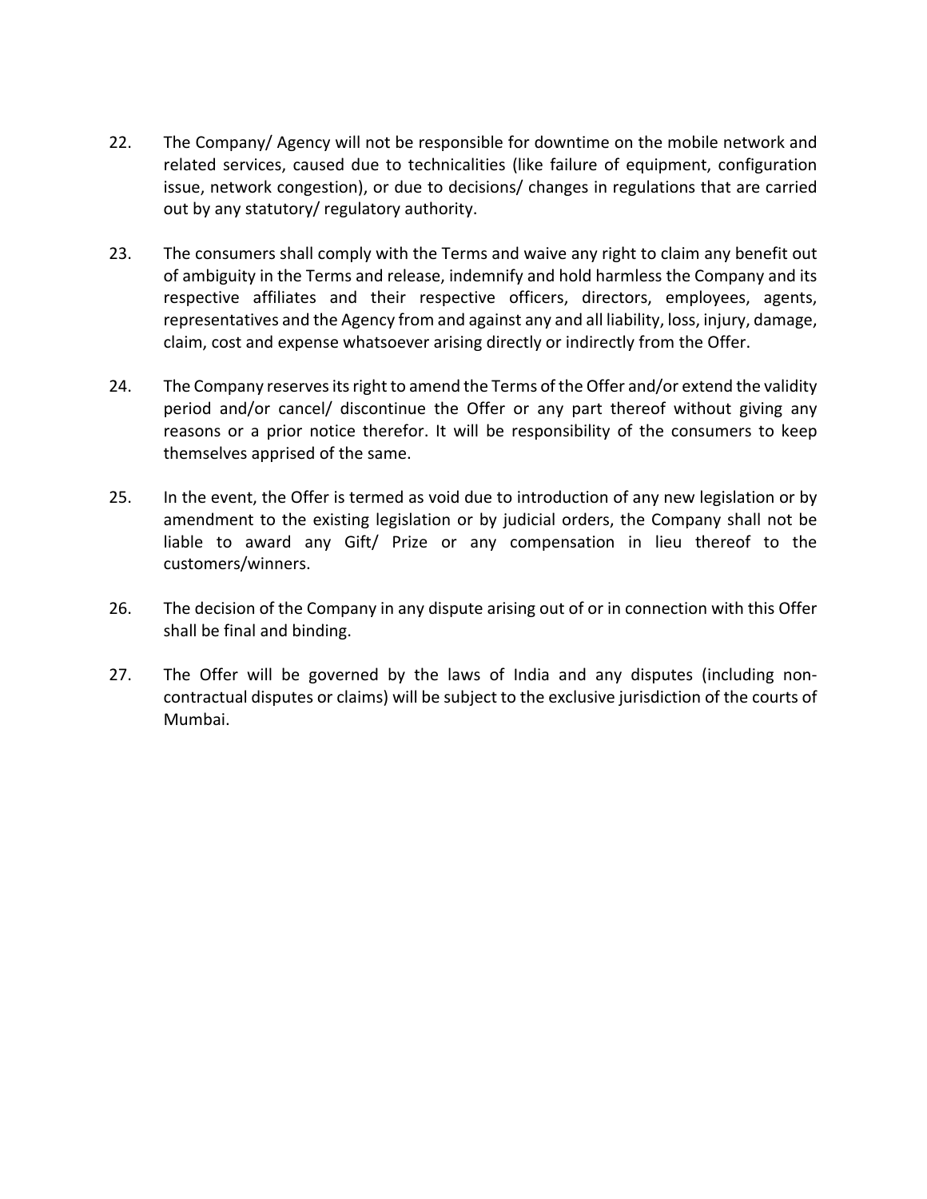22. The Company/ Agency will not be responsible for downtime on the mobile network and related services, caused due to technicalities (like failure of equipment, configuration issue, network congestion), or due to decisions/ changes in regulations that are carried out by any statutory/ regulatory authority.

23. The consumers shall comply with the Terms and waive any right to claim any benefit out of ambiguity in the Terms and release, indemnify and hold harmless the Company and its respective affiliates and their respective officers, directors, employees, agents, representatives and the Agency from and against any and all liability, loss, injury, damage, claim, cost and expense whatsoever arising directly or indirectly from the Offer.

24. The Company reserves its right to amend the Terms of the Offer and/or extend the validity period and/or cancel/ discontinue the Offer or any part thereof without giving any reasons or a prior notice therefor. It will be responsibility of the consumers to keep themselves apprised of the same.

25. In the event, the Offer is termed as void due to introduction of any new legislation or by amendment to the existing legislation or by judicial orders, the Company shall not be liable to award any Gift/ Prize or any compensation in lieu thereof to the customers/winners.

26. The decision of the Company in any dispute arising out of or in connection with this Offer shall be final and binding.

27. The Offer will be governed by the laws of India and any disputes (including non-contractual disputes or claims) will be subject to the exclusive jurisdiction of the courts of Mumbai.